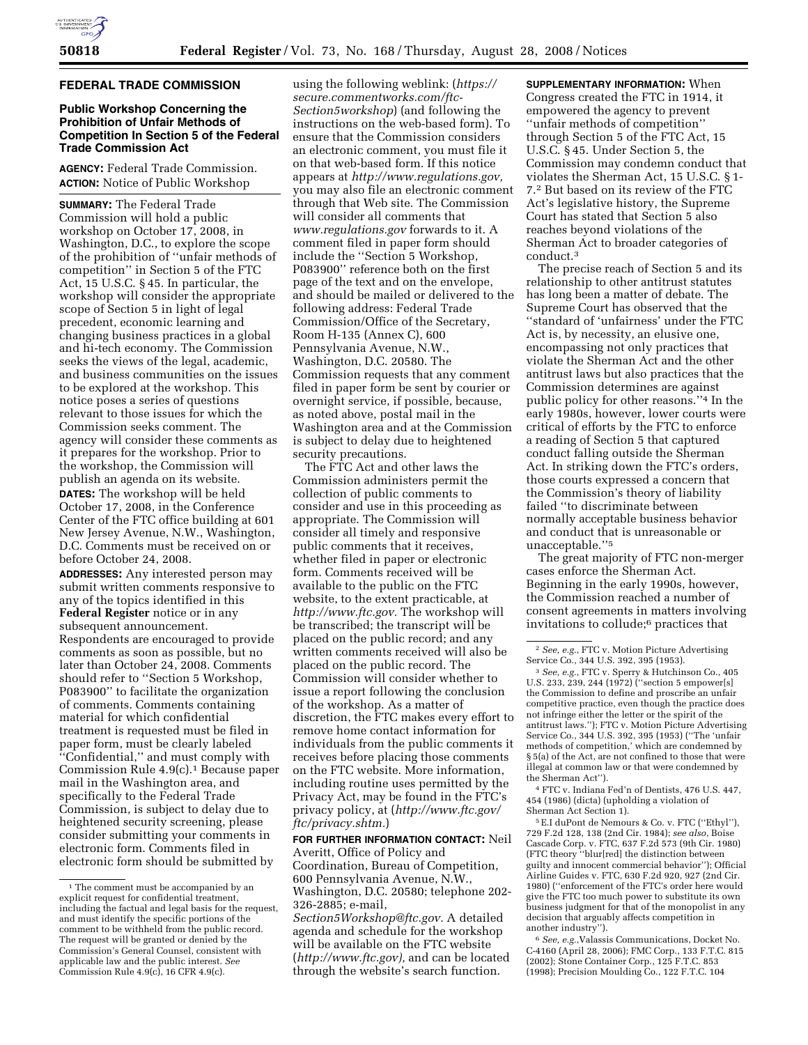## FEDERAL TRADE COMMISSION

### Public Workshop Concerning the Prohibition of Unfair Methods of Competition In Section 5 of the Federal Trade Commission Act

**AGENCY:** Federal Trade Commission.

**ACTION:** Notice of Public Workshop

**SUMMARY:** The Federal Trade Commission will hold a public workshop on October 17, 2008, in Washington, D.C., to explore the scope of the prohibition of ''unfair methods of competition'' in Section 5 of the FTC Act, 15 U.S.C. § 45. In particular, the workshop will consider the appropriate scope of Section 5 in light of legal precedent, economic learning and changing business practices in a global and hi-tech economy. The Commission seeks the views of the legal, academic, and business communities on the issues to be explored at the workshop. This notice poses a series of questions relevant to those issues for which the Commission seeks comment. The agency will consider these comments as it prepares for the workshop. Prior to the workshop, the Commission will publish an agenda on its website.

**DATES:** The workshop will be held October 17, 2008, in the Conference Center of the FTC office building at 601 New Jersey Avenue, N.W., Washington, D.C. Comments must be received on or before October 24, 2008.

**ADDRESSES:** Any interested person may submit written comments responsive to any of the topics identified in this **Federal Register** notice or in any subsequent announcement. Respondents are encouraged to provide comments as soon as possible, but no later than October 24, 2008. Comments should refer to ''Section 5 Workshop, P083900'' to facilitate the organization of comments. Comments containing material for which confidential treatment is requested must be filed in paper form, must be clearly labeled ''Confidential,'' and must comply with Commission Rule 4.9(c).[1] Because paper mail in the Washington area, and specifically to the Federal Trade Commission, is subject to delay due to heightened security screening, please consider submitting your comments in electronic form. Comments filed in electronic form should be submitted by using the following weblink: (*https://secure.commentworks.com/ftc-Section5workshop*) (and following the instructions on the web-based form). To ensure that the Commission considers an electronic comment, you must file it on that web-based form. If this notice appears at *http://www.regulations.gov,* you may also file an electronic comment through that Web site. The Commission will consider all comments that *www.regulations.gov* forwards to it. A comment filed in paper form should include the ''Section 5 Workshop, P083900'' reference both on the first page of the text and on the envelope, and should be mailed or delivered to the following address: Federal Trade Commission/Office of the Secretary, Room H-135 (Annex C), 600 Pennsylvania Avenue, N.W., Washington, D.C. 20580. The Commission requests that any comment filed in paper form be sent by courier or overnight service, if possible, because, as noted above, postal mail in the Washington area and at the Commission is subject to delay due to heightened security precautions.

The FTC Act and other laws the Commission administers permit the collection of public comments to consider and use in this proceeding as appropriate. The Commission will consider all timely and responsive public comments that it receives, whether filed in paper or electronic form. Comments received will be available to the public on the FTC website, to the extent practicable, at *http://www.ftc.gov.* The workshop will be transcribed; the transcript will be placed on the public record; and any written comments received will also be placed on the public record. The Commission will consider whether to issue a report following the conclusion of the workshop. As a matter of discretion, the FTC makes every effort to remove home contact information for individuals from the public comments it receives before placing those comments on the FTC website. More information, including routine uses permitted by the Privacy Act, may be found in the FTC's privacy policy, at (*http://www.ftc.gov/ftc/privacy.shtm.*)

**FOR FURTHER INFORMATION CONTACT:** Neil Averitt, Office of Policy and Coordination, Bureau of Competition, 600 Pennsylvania Avenue, N.W., Washington, D.C. 20580; telephone 202-326-2885; e-mail, *Section5Workshop@ftc.gov.* A detailed agenda and schedule for the workshop will be available on the FTC website (*http://www.ftc.gov/),* and can be located through the website's search function.

**SUPPLEMENTARY INFORMATION:** When Congress created the FTC in 1914, it empowered the agency to prevent ''unfair methods of competition'' through Section 5 of the FTC Act, 15 U.S.C. § 45. Under Section 5, the Commission may condemn conduct that violates the Sherman Act, 15 U.S.C. § 1-7.[2] But based on its review of the FTC Act's legislative history, the Supreme Court has stated that Section 5 also reaches beyond violations of the Sherman Act to broader categories of conduct.[3]

The precise reach of Section 5 and its relationship to other antitrust statutes has long been a matter of debate. The Supreme Court has observed that the ''standard of 'unfairness' under the FTC Act is, by necessity, an elusive one, encompassing not only practices that violate the Sherman Act and the other antitrust laws but also practices that the Commission determines are against public policy for other reasons.''[4] In the early 1980s, however, lower courts were critical of efforts by the FTC to enforce a reading of Section 5 that captured conduct falling outside the Sherman Act. In striking down the FTC's orders, those courts expressed a concern that the Commission's theory of liability failed ''to discriminate between normally acceptable business behavior and conduct that is unreasonable or unacceptable.''[5]

The great majority of FTC non-merger cases enforce the Sherman Act. Beginning in the early 1990s, however, the Commission reached a number of consent agreements in matters involving invitations to collude;[6] practices that

---

[1] The comment must be accompanied by an explicit request for confidential treatment, including the factual and legal basis for the request, and must identify the specific portions of the comment to be withheld from the public record. The request will be granted or denied by the Commission's General Counsel, consistent with applicable law and the public interest. *See* Commission Rule 4.9(c), 16 CFR 4.9(c).

[2] *See, e.g.*, FTC v. Motion Picture Advertising Service Co., 344 U.S. 392, 395 (1953).

[3] *See, e.g.*, FTC v. Sperry & Hutchinson Co., 405 U.S. 233, 239, 244 (1972) (''section 5 empower[s] the Commission to define and proscribe an unfair competitive practice, even though the practice does not infringe either the letter or the spirit of the antitrust laws.''); FTC v. Motion Picture Advertising Service Co., 344 U.S. 392, 395 (1953) (''The 'unfair methods of competition,' which are condemned by § 5(a) of the Act, are not confined to those that were illegal at common law or that were condemned by the Sherman Act'').

[4] FTC v. Indiana Fed'n of Dentists, 476 U.S. 447, 454 (1986) (dicta) (upholding a violation of Sherman Act Section 1).

[5] E.I duPont de Nemours & Co. v. FTC (''Ethyl''), 729 F.2d 128, 138 (2nd Cir. 1984); *see also*, Boise Cascade Corp. v. FTC, 637 F.2d 573 (9th Cir. 1980) (FTC theory ''blur[red] the distinction between guilty and innocent commercial behavior''); Official Airline Guides v. FTC, 630 F.2d 920, 927 (2nd Cir. 1980) (''enforcement of the FTC's order here would give the FTC too much power to substitute its own business judgment for that of the monopolist in any decision that arguably affects competition in another industry'').

[6] *See, e.g.*,Valassis Communications, Docket No. C-4160 (April 28, 2006); FMC Corp., 133 F.T.C. 815 (2002); Stone Container Corp., 125 F.T.C. 853 (1998); Precision Moulding Co., 122 F.T.C. 104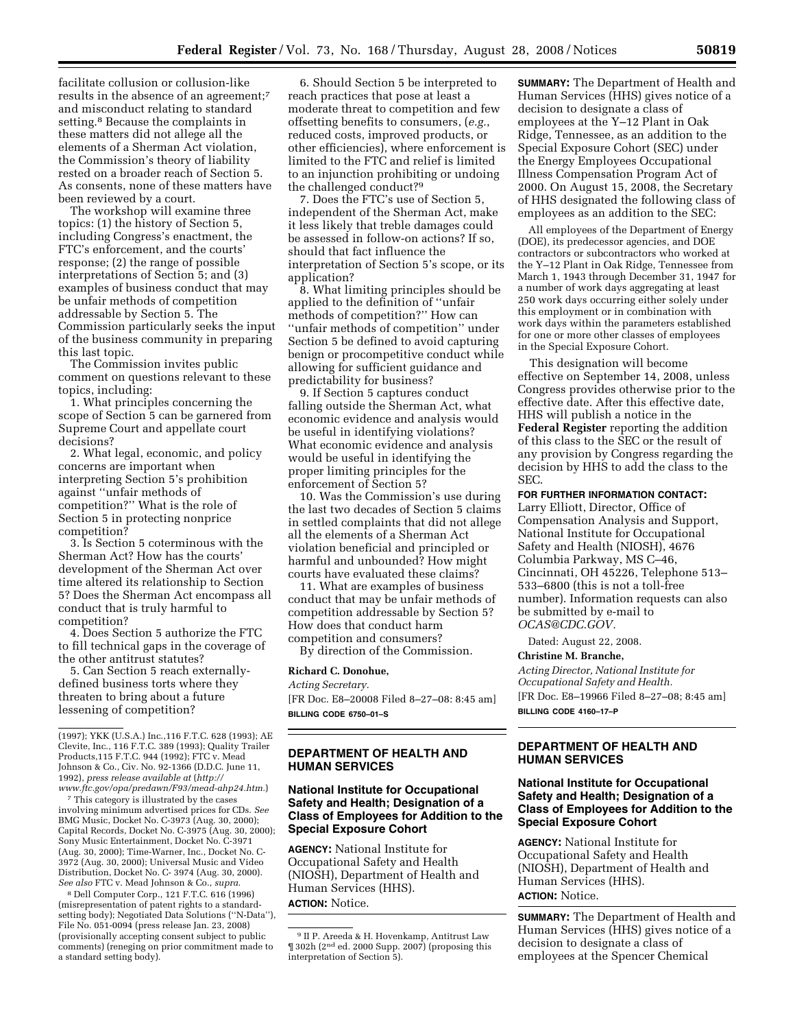facilitate collusion or collusion-like results in the absence of an agreement;[7] and misconduct relating to standard setting.[8] Because the complaints in these matters did not allege all the elements of a Sherman Act violation, the Commission's theory of liability rested on a broader reach of Section 5. As consents, none of these matters have been reviewed by a court.

The workshop will examine three topics: (1) the history of Section 5, including Congress's enactment, the FTC's enforcement, and the courts' response; (2) the range of possible interpretations of Section 5; and (3) examples of business conduct that may be unfair methods of competition addressable by Section 5. The Commission particularly seeks the input of the business community in preparing this last topic.

The Commission invites public comment on questions relevant to these topics, including:

1. What principles concerning the scope of Section 5 can be garnered from Supreme Court and appellate court decisions?

2. What legal, economic, and policy concerns are important when interpreting Section 5's prohibition against ''unfair methods of competition?'' What is the role of Section 5 in protecting nonprice competition?

3. Is Section 5 coterminous with the Sherman Act? How has the courts' development of the Sherman Act over time altered its relationship to Section 5? Does the Sherman Act encompass all conduct that is truly harmful to competition?

4. Does Section 5 authorize the FTC to fill technical gaps in the coverage of the other antitrust statutes?

5. Can Section 5 reach externally-defined business torts where they threaten to bring about a future lessening of competition?

6. Should Section 5 be interpreted to reach practices that pose at least a moderate threat to competition and few offsetting benefits to consumers, (*e.g.*, reduced costs, improved products, or other efficiencies), where enforcement is limited to the FTC and relief is limited to an injunction prohibiting or undoing the challenged conduct?[9]

7. Does the FTC's use of Section 5, independent of the Sherman Act, make it less likely that treble damages could be assessed in follow-on actions? If so, should that fact influence the interpretation of Section 5's scope, or its application?

8. What limiting principles should be applied to the definition of ''unfair methods of competition?'' How can ''unfair methods of competition'' under Section 5 be defined to avoid capturing benign or procompetitive conduct while allowing for sufficient guidance and predictability for business?

9. If Section 5 captures conduct falling outside the Sherman Act, what economic evidence and analysis would be useful in identifying violations? What economic evidence and analysis would be useful in identifying the proper limiting principles for the enforcement of Section 5?

10. Was the Commission's use during the last two decades of Section 5 claims in settled complaints that did not allege all the elements of a Sherman Act violation beneficial and principled or harmful and unbounded? How might courts have evaluated these claims?

11. What are examples of business conduct that may be unfair methods of competition addressable by Section 5? How does that conduct harm competition and consumers?

By direction of the Commission.

**Richard C. Donohue,**

*Acting Secretary.*

[FR Doc. E8–20008 Filed 8–27–08: 8:45 am]

**BILLING CODE 6750–01–S**

(1997); YKK (U.S.A.) Inc.,116 F.T.C. 628 (1993); AE Clevite, Inc., 116 F.T.C. 389 (1993); Quality Trailer Products,115 F.T.C. 944 (1992); FTC v. Mead Johnson & Co., Civ. No. 92-1366 (D.D.C. June 11, 1992), *press release available at* (*http://www.ftc.gov/opa/predawn/F93/mead-ahp24.htm.*)

[7] This category is illustrated by the cases involving minimum advertised prices for CDs. *See* BMG Music, Docket No. C-3973 (Aug. 30, 2000); Capital Records, Docket No. C-3975 (Aug. 30, 2000); Sony Music Entertainment, Docket No. C-3971 (Aug. 30, 2000); Time-Warner, Inc., Docket No. C-3972 (Aug. 30, 2000); Universal Music and Video Distribution, Docket No. C- 3974 (Aug. 30, 2000). *See also* FTC v. Mead Johnson & Co., *supra.*

[8] Dell Computer Corp., 121 F.T.C. 616 (1996) (misrepresentation of patent rights to a standard-setting body); Negotiated Data Solutions (''N-Data''), File No. 051-0094 (press release Jan. 23, 2008) (provisionally accepting consent subject to public comments) (reneging on prior commitment made to a standard setting body).

[9] II P. Areeda & H. Hovenkamp, Antitrust Law ¶ 302h (2nd ed. 2000 Supp. 2007) (proposing this interpretation of Section 5).

## DEPARTMENT OF HEALTH AND HUMAN SERVICES

### National Institute for Occupational Safety and Health; Designation of a Class of Employees for Addition to the Special Exposure Cohort

**AGENCY:** National Institute for Occupational Safety and Health (NIOSH), Department of Health and Human Services (HHS).

**ACTION:** Notice.

**SUMMARY:** The Department of Health and Human Services (HHS) gives notice of a decision to designate a class of employees at the Y–12 Plant in Oak Ridge, Tennessee, as an addition to the Special Exposure Cohort (SEC) under the Energy Employees Occupational Illness Compensation Program Act of 2000. On August 15, 2008, the Secretary of HHS designated the following class of employees as an addition to the SEC:

> All employees of the Department of Energy (DOE), its predecessor agencies, and DOE contractors or subcontractors who worked at the Y–12 Plant in Oak Ridge, Tennessee from March 1, 1943 through December 31, 1947 for a number of work days aggregating at least 250 work days occurring either solely under this employment or in combination with work days within the parameters established for one or more other classes of employees in the Special Exposure Cohort.

This designation will become effective on September 14, 2008, unless Congress provides otherwise prior to the effective date. After this effective date, HHS will publish a notice in the **Federal Register** reporting the addition of this class to the SEC or the result of any provision by Congress regarding the decision by HHS to add the class to the SEC.

**FOR FURTHER INFORMATION CONTACT:** Larry Elliott, Director, Office of Compensation Analysis and Support, National Institute for Occupational Safety and Health (NIOSH), 4676 Columbia Parkway, MS C–46, Cincinnati, OH 45226, Telephone 513–533–6800 (this is not a toll-free number). Information requests can also be submitted by e-mail to *OCAS@CDC.GOV.*

Dated: August 22, 2008.

**Christine M. Branche,**

*Acting Director, National Institute for Occupational Safety and Health.*

[FR Doc. E8–19966 Filed 8–27–08; 8:45 am]

**BILLING CODE 4160–17–P**

## DEPARTMENT OF HEALTH AND HUMAN SERVICES

### National Institute for Occupational Safety and Health; Designation of a Class of Employees for Addition to the Special Exposure Cohort

**AGENCY:** National Institute for Occupational Safety and Health (NIOSH), Department of Health and Human Services (HHS).

**ACTION:** Notice.

**SUMMARY:** The Department of Health and Human Services (HHS) gives notice of a decision to designate a class of employees at the Spencer Chemical